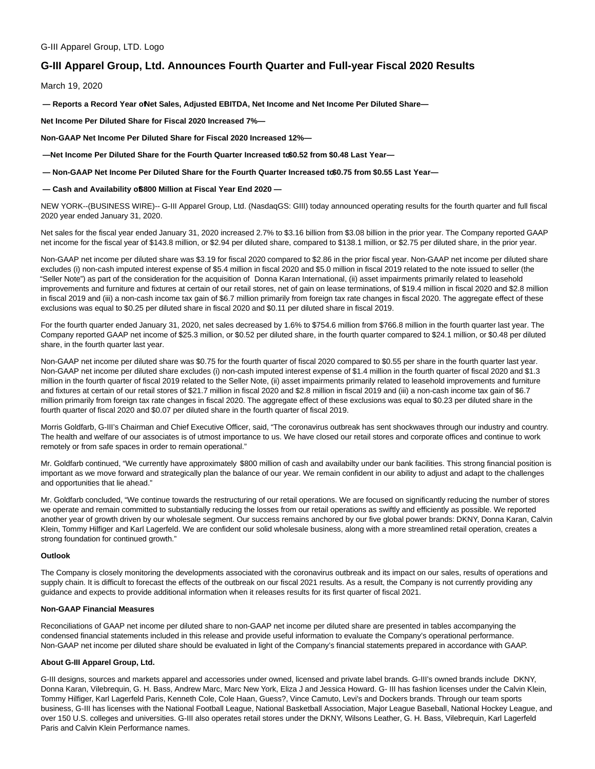G-III Apparel Group, LTD. Logo

# G-III Apparel Group, Ltd. Announces Fourth Quarter and Full-year Fiscal 2020 Results

March 19, 2020

**— Reports a Record Year of Net Sales, Adjusted EBITDA, Net Income and Net Income Per Diluted Share—**

**Net Income Per Diluted Share for Fiscal 2020 Increased 7%—**

**Non-GAAP Net Income Per Diluted Share for Fiscal 2020 Increased 12%—**

**—Net Income Per Diluted Share for the Fourth Quarter Increased to $0.52 from $0.48 Last Year—**

**— Non-GAAP Net Income Per Diluted Share for the Fourth Quarter Increased to $0.75 from $0.55 Last Year—**

**— Cash and Availability of $800 Million at Fiscal Year End 2020 —**

NEW YORK--(BUSINESS WIRE)-- G-III Apparel Group, Ltd. (NasdaqGS: GIII) today announced operating results for the fourth quarter and full fiscal 2020 year ended January 31, 2020.

Net sales for the fiscal year ended January 31, 2020 increased 2.7% to $3.16 billion from $3.08 billion in the prior year. The Company reported GAAP net income for the fiscal year of $143.8 million, or $2.94 per diluted share, compared to $138.1 million, or $2.75 per diluted share, in the prior year.

Non-GAAP net income per diluted share was $3.19 for fiscal 2020 compared to $2.86 in the prior fiscal year. Non-GAAP net income per diluted share excludes (i) non-cash imputed interest expense of $5.4 million in fiscal 2020 and $5.0 million in fiscal 2019 related to the note issued to seller (the "Seller Note") as part of the consideration for the acquisition of Donna Karan International, (ii) asset impairments primarily related to leasehold improvements and furniture and fixtures at certain of our retail stores, net of gain on lease terminations, of $19.4 million in fiscal 2020 and $2.8 million in fiscal 2019 and (iii) a non-cash income tax gain of $6.7 million primarily from foreign tax rate changes in fiscal 2020. The aggregate effect of these exclusions was equal to $0.25 per diluted share in fiscal 2020 and $0.11 per diluted share in fiscal 2019.

For the fourth quarter ended January 31, 2020, net sales decreased by 1.6% to $754.6 million from $766.8 million in the fourth quarter last year. The Company reported GAAP net income of $25.3 million, or $0.52 per diluted share, in the fourth quarter compared to $24.1 million, or $0.48 per diluted share, in the fourth quarter last year.

Non-GAAP net income per diluted share was $0.75 for the fourth quarter of fiscal 2020 compared to $0.55 per share in the fourth quarter last year. Non-GAAP net income per diluted share excludes (i) non-cash imputed interest expense of $1.4 million in the fourth quarter of fiscal 2020 and $1.3 million in the fourth quarter of fiscal 2019 related to the Seller Note, (ii) asset impairments primarily related to leasehold improvements and furniture and fixtures at certain of our retail stores of $21.7 million in fiscal 2020 and $2.8 million in fiscal 2019 and (iii) a non-cash income tax gain of $6.7 million primarily from foreign tax rate changes in fiscal 2020. The aggregate effect of these exclusions was equal to $0.23 per diluted share in the fourth quarter of fiscal 2020 and $0.07 per diluted share in the fourth quarter of fiscal 2019.

Morris Goldfarb, G-III's Chairman and Chief Executive Officer, said, "The coronavirus outbreak has sent shockwaves through our industry and country. The health and welfare of our associates is of utmost importance to us. We have closed our retail stores and corporate offices and continue to work remotely or from safe spaces in order to remain operational."

Mr. Goldfarb continued, "We currently have approximately $800 million of cash and availabilty under our bank facilities. This strong financial position is important as we move forward and strategically plan the balance of our year. We remain confident in our ability to adjust and adapt to the challenges and opportunities that lie ahead."

Mr. Goldfarb concluded, "We continue towards the restructuring of our retail operations. We are focused on significantly reducing the number of stores we operate and remain committed to substantially reducing the losses from our retail operations as swiftly and efficiently as possible. We reported another year of growth driven by our wholesale segment. Our success remains anchored by our five global power brands: DKNY, Donna Karan, Calvin Klein, Tommy Hilfiger and Karl Lagerfeld. We are confident our solid wholesale business, along with a more streamlined retail operation, creates a strong foundation for continued growth."

**Outlook**

The Company is closely monitoring the developments associated with the coronavirus outbreak and its impact on our sales, results of operations and supply chain. It is difficult to forecast the effects of the outbreak on our fiscal 2021 results. As a result, the Company is not currently providing any guidance and expects to provide additional information when it releases results for its first quarter of fiscal 2021.

**Non-GAAP Financial Measures**

Reconciliations of GAAP net income per diluted share to non-GAAP net income per diluted share are presented in tables accompanying the condensed financial statements included in this release and provide useful information to evaluate the Company's operational performance. Non-GAAP net income per diluted share should be evaluated in light of the Company's financial statements prepared in accordance with GAAP.

**About G-III Apparel Group, Ltd.**

G-III designs, sources and markets apparel and accessories under owned, licensed and private label brands. G-III's owned brands include DKNY, Donna Karan, Vilebrequin, G. H. Bass, Andrew Marc, Marc New York, Eliza J and Jessica Howard. G- III has fashion licenses under the Calvin Klein, Tommy Hilfiger, Karl Lagerfeld Paris, Kenneth Cole, Cole Haan, Guess?, Vince Camuto, Levi's and Dockers brands. Through our team sports business, G-III has licenses with the National Football League, National Basketball Association, Major League Baseball, National Hockey League, and over 150 U.S. colleges and universities. G-III also operates retail stores under the DKNY, Wilsons Leather, G. H. Bass, Vilebrequin, Karl Lagerfeld Paris and Calvin Klein Performance names.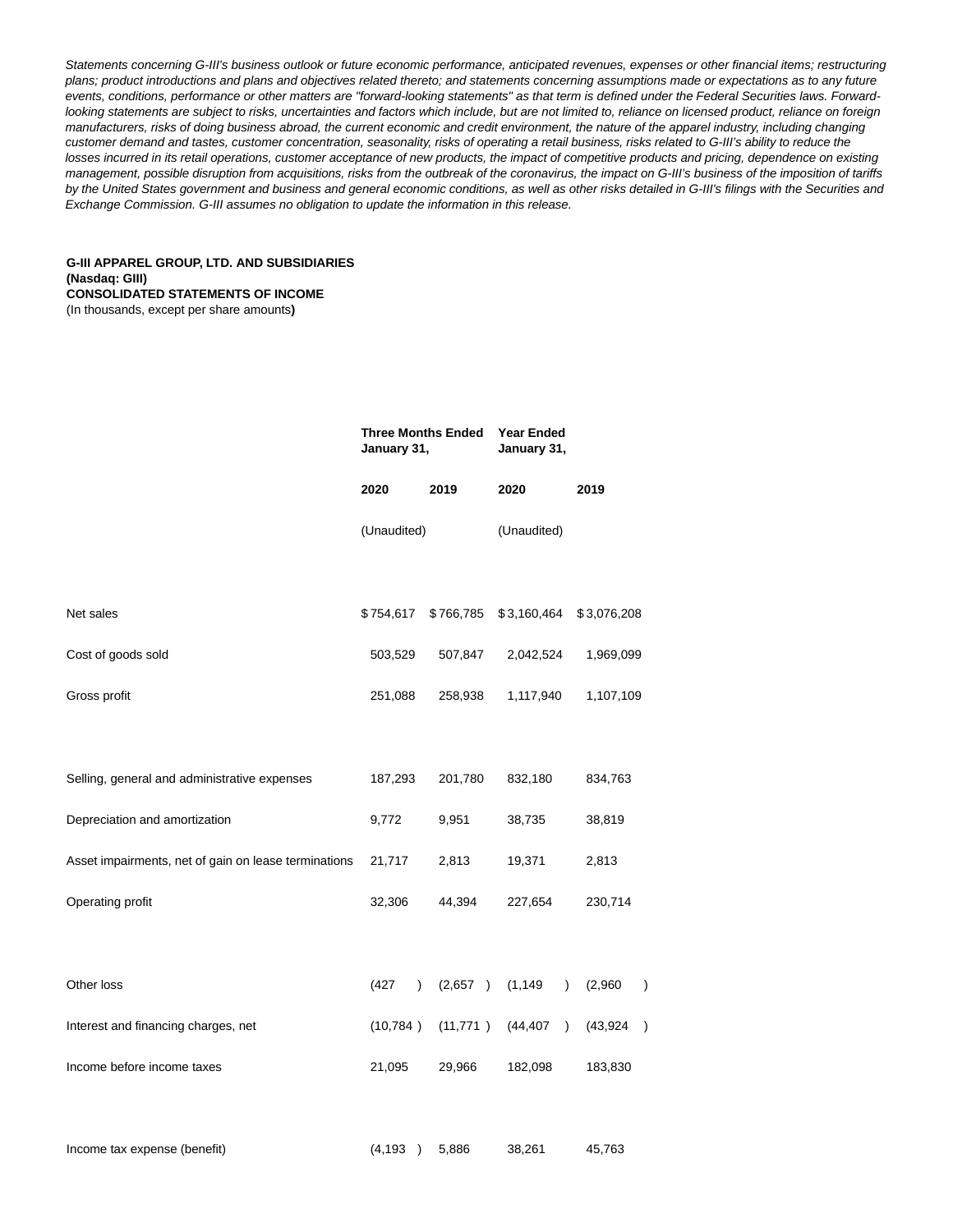*Statements concerning G-III's business outlook or future economic performance, anticipated revenues, expenses or other financial items; restructuring plans; product introductions and plans and objectives related thereto; and statements concerning assumptions made or expectations as to any future events, conditions, performance or other matters are "forward-looking statements" as that term is defined under the Federal Securities laws. Forward-looking statements are subject to risks, uncertainties and factors which include, but are not limited to, reliance on licensed product, reliance on foreign manufacturers, risks of doing business abroad, the current economic and credit environment, the nature of the apparel industry, including changing customer demand and tastes, customer concentration, seasonality, risks of operating a retail business, risks related to G-III's ability to reduce the losses incurred in its retail operations, customer acceptance of new products, the impact of competitive products and pricing, dependence on existing management, possible disruption from acquisitions, risks from the outbreak of the coronavirus, the impact on G-III's business of the imposition of tariffs by the United States government and business and general economic conditions, as well as other risks detailed in G-III's filings with the Securities and Exchange Commission. G-III assumes no obligation to update the information in this release.*

**G-III APPAREL GROUP, LTD. AND SUBSIDIARIES**
**(Nasdaq: GIII)**
**CONSOLIDATED STATEMENTS OF INCOME**
(In thousands, except per share amounts**)**

| | **Three Months Ended January 31,** | | **Year Ended January 31,** | |
|---|---|---|---|---|
| | **2020** | **2019** | **2020** | **2019** |
| | (Unaudited) | | (Unaudited) | |
| Net sales | $754,617 | $766,785 | $3,160,464 | $3,076,208 |
| Cost of goods sold | 503,529 | 507,847 | 2,042,524 | 1,969,099 |
| Gross profit | 251,088 | 258,938 | 1,117,940 | 1,107,109 |
| Selling, general and administrative expenses | 187,293 | 201,780 | 832,180 | 834,763 |
| Depreciation and amortization | 9,772 | 9,951 | 38,735 | 38,819 |
| Asset impairments, net of gain on lease terminations | 21,717 | 2,813 | 19,371 | 2,813 |
| Operating profit | 32,306 | 44,394 | 227,654 | 230,714 |
| Other loss | (427) | (2,657) | (1,149) | (2,960) |
| Interest and financing charges, net | (10,784) | (11,771) | (44,407) | (43,924) |
| Income before income taxes | 21,095 | 29,966 | 182,098 | 183,830 |
| Income tax expense (benefit) | (4,193) | 5,886 | 38,261 | 45,763 |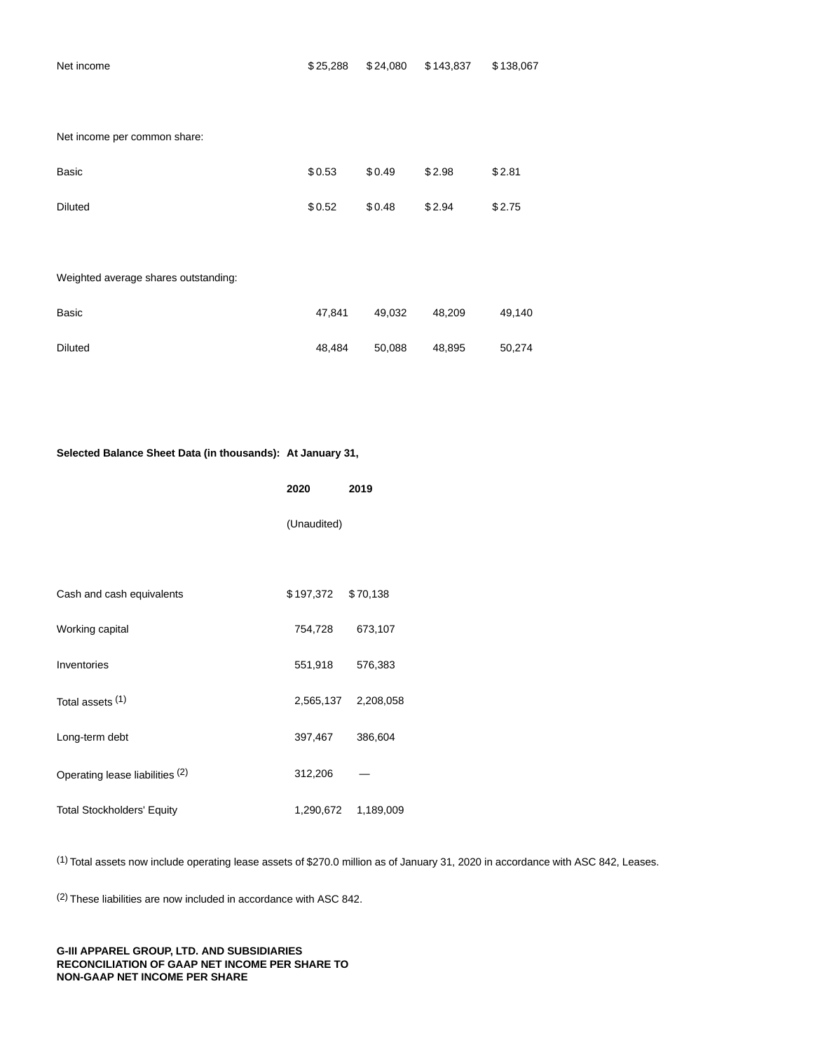| | | | | |
|---|---|---|---|---|
| Net income | $25,288 | $24,080 | $143,837 | $138,067 |
| | | | | |
| Net income per common share: | | | | |
| Basic | $0.53 | $0.49 | $2.98 | $2.81 |
| Diluted | $0.52 | $0.48 | $2.94 | $2.75 |
| | | | | |
| Weighted average shares outstanding: | | | | |
| Basic | 47,841 | 49,032 | 48,209 | 49,140 |
| Diluted | 48,484 | 50,088 | 48,895 | 50,274 |

| **Selected Balance Sheet Data (in thousands):** | **At January 31,** | |
|---|---|---|
| | **2020** | **2019** |
| | (Unaudited) | |
| Cash and cash equivalents | $197,372 | $70,138 |
| Working capital | 754,728 | 673,107 |
| Inventories | 551,918 | 576,383 |
| Total assets [1] | 2,565,137 | 2,208,058 |
| Long-term debt | 397,467 | 386,604 |
| Operating lease liabilities [2] | 312,206 | — |
| Total Stockholders' Equity | 1,290,672 | 1,189,009 |

[1] Total assets now include operating lease assets of $270.0 million as of January 31, 2020 in accordance with ASC 842, Leases.

[2] These liabilities are now included in accordance with ASC 842.

**G-III APPAREL GROUP, LTD. AND SUBSIDIARIES**
**RECONCILIATION OF GAAP NET INCOME PER SHARE TO**
**NON-GAAP NET INCOME PER SHARE**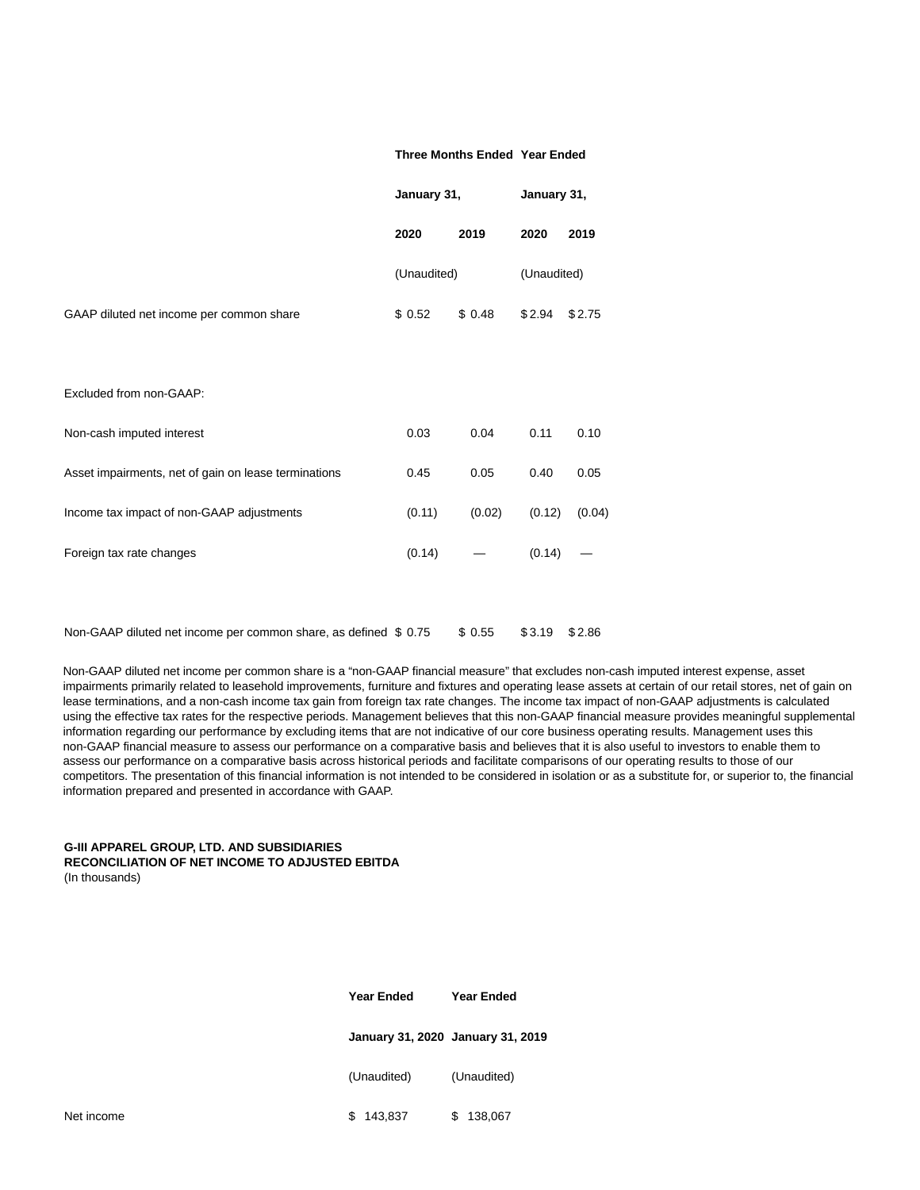| | Three Months Ended | | Year Ended | |
|---|---|---|---|---|
| | January 31, | | January 31, | |
| | 2020 | 2019 | 2020 | 2019 |
| | (Unaudited) | | (Unaudited) | |
| GAAP diluted net income per common share | $ 0.52 | $ 0.48 | $ 2.94 | $ 2.75 |
| Excluded from non-GAAP: | | | | |
| Non-cash imputed interest | 0.03 | 0.04 | 0.11 | 0.10 |
| Asset impairments, net of gain on lease terminations | 0.45 | 0.05 | 0.40 | 0.05 |
| Income tax impact of non-GAAP adjustments | (0.11) | (0.02) | (0.12) | (0.04) |
| Foreign tax rate changes | (0.14) | — | (0.14) | — |
| Non-GAAP diluted net income per common share, as defined | $ 0.75 | $ 0.55 | $ 3.19 | $ 2.86 |

Non-GAAP diluted net income per common share is a "non-GAAP financial measure" that excludes non-cash imputed interest expense, asset impairments primarily related to leasehold improvements, furniture and fixtures and operating lease assets at certain of our retail stores, net of gain on lease terminations, and a non-cash income tax gain from foreign tax rate changes. The income tax impact of non-GAAP adjustments is calculated using the effective tax rates for the respective periods. Management believes that this non-GAAP financial measure provides meaningful supplemental information regarding our performance by excluding items that are not indicative of our core business operating results. Management uses this non-GAAP financial measure to assess our performance on a comparative basis and believes that it is also useful to investors to enable them to assess our performance on a comparative basis across historical periods and facilitate comparisons of our operating results to those of our competitors. The presentation of this financial information is not intended to be considered in isolation or as a substitute for, or superior to, the financial information prepared and presented in accordance with GAAP.

**G-III APPAREL GROUP, LTD. AND SUBSIDIARIES**
**RECONCILIATION OF NET INCOME TO ADJUSTED EBITDA**
(In thousands)

| | Year Ended | Year Ended |
|---|---|---|
| | January 31, 2020 | January 31, 2019 |
| | (Unaudited) | (Unaudited) |
| Net income | $ 143,837 | $ 138,067 |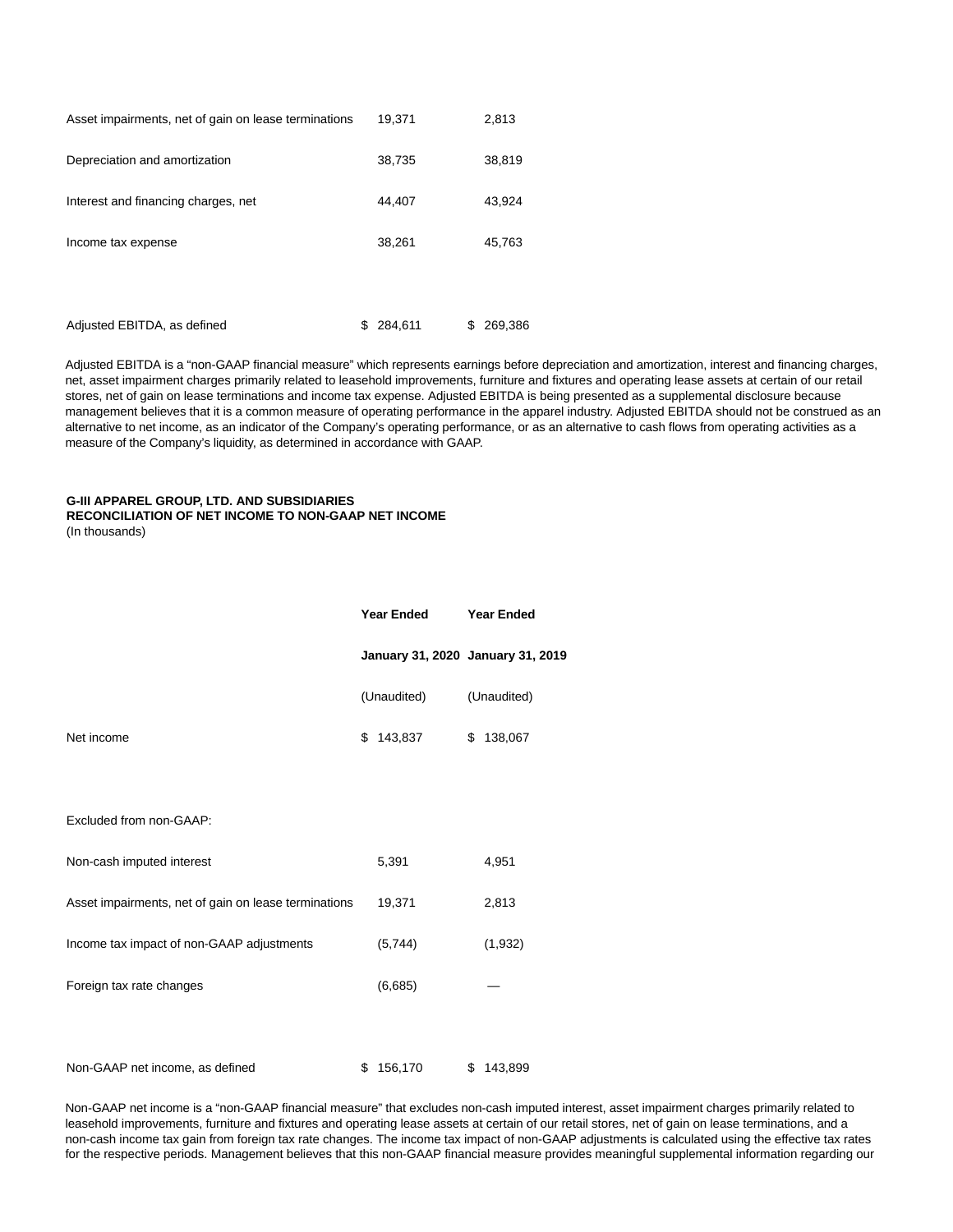| | | |
|---|---|---|
| Asset impairments, net of gain on lease terminations | 19,371 | 2,813 |
| Depreciation and amortization | 38,735 | 38,819 |
| Interest and financing charges, net | 44,407 | 43,924 |
| Income tax expense | 38,261 | 45,763 |
| Adjusted EBITDA, as defined | $ 284,611 | $ 269,386 |

Adjusted EBITDA is a "non-GAAP financial measure" which represents earnings before depreciation and amortization, interest and financing charges, net, asset impairment charges primarily related to leasehold improvements, furniture and fixtures and operating lease assets at certain of our retail stores, net of gain on lease terminations and income tax expense. Adjusted EBITDA is being presented as a supplemental disclosure because management believes that it is a common measure of operating performance in the apparel industry. Adjusted EBITDA should not be construed as an alternative to net income, as an indicator of the Company's operating performance, or as an alternative to cash flows from operating activities as a measure of the Company's liquidity, as determined in accordance with GAAP.

**G-III APPAREL GROUP, LTD. AND SUBSIDIARIES**
**RECONCILIATION OF NET INCOME TO NON-GAAP NET INCOME**
(In thousands)

| | **Year Ended** | **Year Ended** |
|---|---|---|
| | **January 31, 2020** | **January 31, 2019** |
| | (Unaudited) | (Unaudited) |
| Net income | $ 143,837 | $ 138,067 |
| Excluded from non-GAAP: | | |
| Non-cash imputed interest | 5,391 | 4,951 |
| Asset impairments, net of gain on lease terminations | 19,371 | 2,813 |
| Income tax impact of non-GAAP adjustments | (5,744) | (1,932) |
| Foreign tax rate changes | (6,685) | — |
| Non-GAAP net income, as defined | $ 156,170 | $ 143,899 |

Non-GAAP net income is a "non-GAAP financial measure" that excludes non-cash imputed interest, asset impairment charges primarily related to leasehold improvements, furniture and fixtures and operating lease assets at certain of our retail stores, net of gain on lease terminations, and a non-cash income tax gain from foreign tax rate changes. The income tax impact of non-GAAP adjustments is calculated using the effective tax rates for the respective periods. Management believes that this non-GAAP financial measure provides meaningful supplemental information regarding our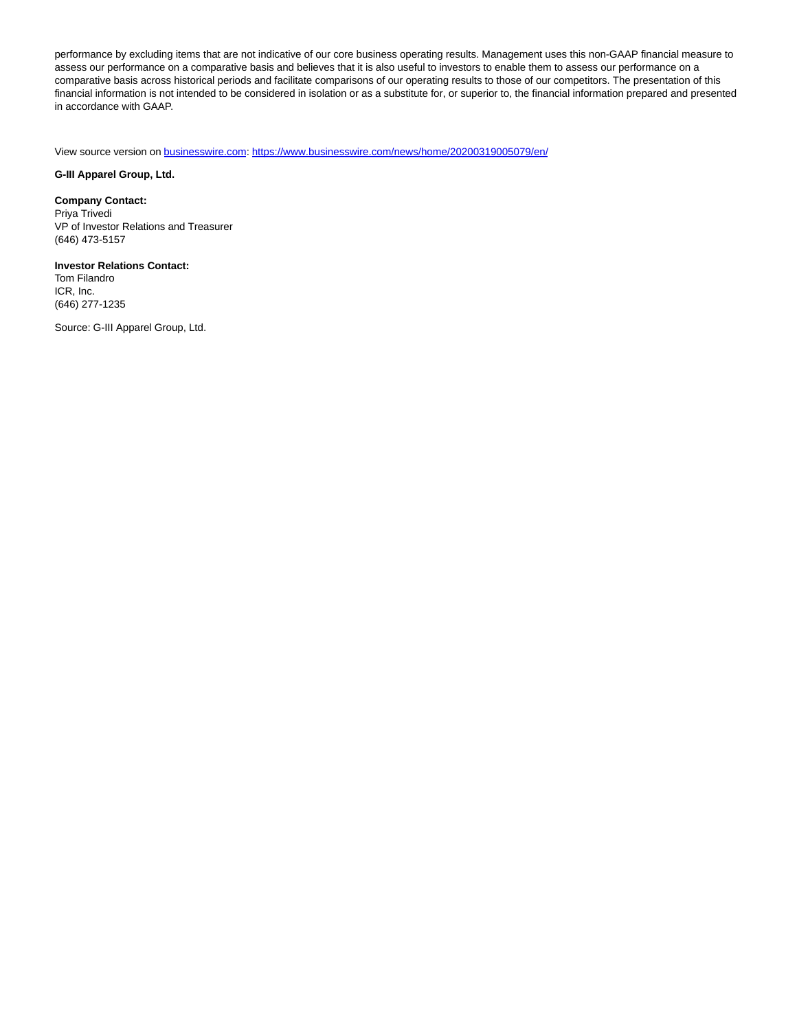performance by excluding items that are not indicative of our core business operating results. Management uses this non-GAAP financial measure to assess our performance on a comparative basis and believes that it is also useful to investors to enable them to assess our performance on a comparative basis across historical periods and facilitate comparisons of our operating results to those of our competitors. The presentation of this financial information is not intended to be considered in isolation or as a substitute for, or superior to, the financial information prepared and presented in accordance with GAAP.

View source version on businesswire.com: https://www.businesswire.com/news/home/20200319005079/en/

**G-III Apparel Group, Ltd.**

**Company Contact:**
Priya Trivedi
VP of Investor Relations and Treasurer
(646) 473-5157

**Investor Relations Contact:**
Tom Filandro
ICR, Inc.
(646) 277-1235

Source: G-III Apparel Group, Ltd.